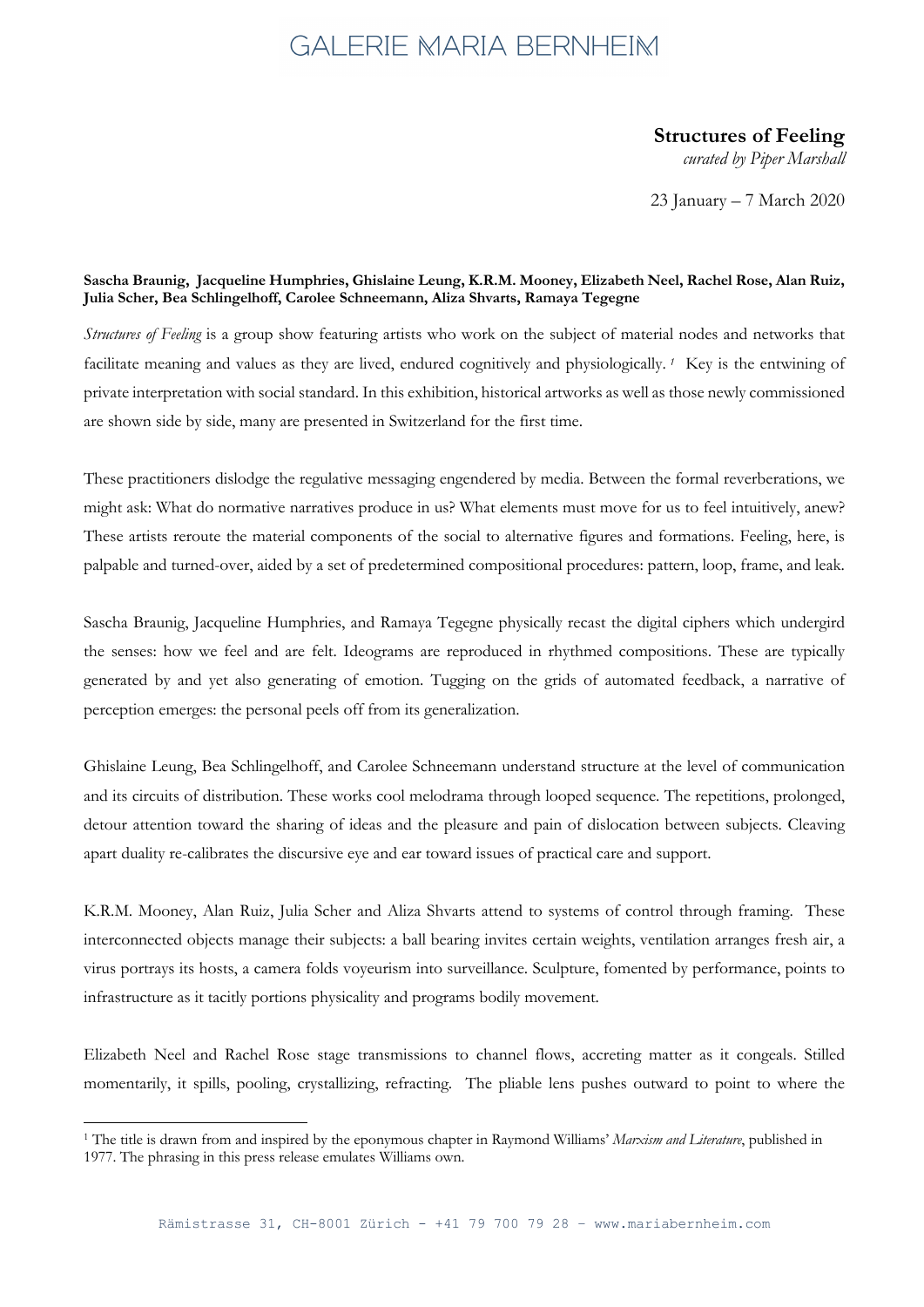**Structures of Feeling**
*curated by Piper Marshall*

23 January – 7 March 2020

**Sascha Braunig, Jacqueline Humphries, Ghislaine Leung, K.R.M. Mooney, Elizabeth Neel, Rachel Rose, Alan Ruiz, Julia Scher, Bea Schlingelhoff, Carolee Schneemann, Aliza Shvarts, Ramaya Tegegne**

*Structures of Feeling* is a group show featuring artists who work on the subject of material nodes and networks that facilitate meaning and values as they are lived, endured cognitively and physiologically. [1] Key is the entwining of private interpretation with social standard. In this exhibition, historical artworks as well as those newly commissioned are shown side by side, many are presented in Switzerland for the first time.

These practitioners dislodge the regulative messaging engendered by media. Between the formal reverberations, we might ask: What do normative narratives produce in us? What elements must move for us to feel intuitively, anew? These artists reroute the material components of the social to alternative figures and formations. Feeling, here, is palpable and turned-over, aided by a set of predetermined compositional procedures: pattern, loop, frame, and leak.

Sascha Braunig, Jacqueline Humphries, and Ramaya Tegegne physically recast the digital ciphers which undergird the senses: how we feel and are felt. Ideograms are reproduced in rhythmed compositions. These are typically generated by and yet also generating of emotion. Tugging on the grids of automated feedback, a narrative of perception emerges: the personal peels off from its generalization.

Ghislaine Leung, Bea Schlingelhoff, and Carolee Schneemann understand structure at the level of communication and its circuits of distribution. These works cool melodrama through looped sequence. The repetitions, prolonged, detour attention toward the sharing of ideas and the pleasure and pain of dislocation between subjects. Cleaving apart duality re-calibrates the discursive eye and ear toward issues of practical care and support.

K.R.M. Mooney, Alan Ruiz, Julia Scher and Aliza Shvarts attend to systems of control through framing. These interconnected objects manage their subjects: a ball bearing invites certain weights, ventilation arranges fresh air, a virus portrays its hosts, a camera folds voyeurism into surveillance. Sculpture, fomented by performance, points to infrastructure as it tacitly portions physicality and programs bodily movement.

Elizabeth Neel and Rachel Rose stage transmissions to channel flows, accreting matter as it congeals. Stilled momentarily, it spills, pooling, crystallizing, refracting. The pliable lens pushes outward to point to where the

---

[1] The title is drawn from and inspired by the eponymous chapter in Raymond Williams' *Marxism and Literature*, published in 1977. The phrasing in this press release emulates Williams own.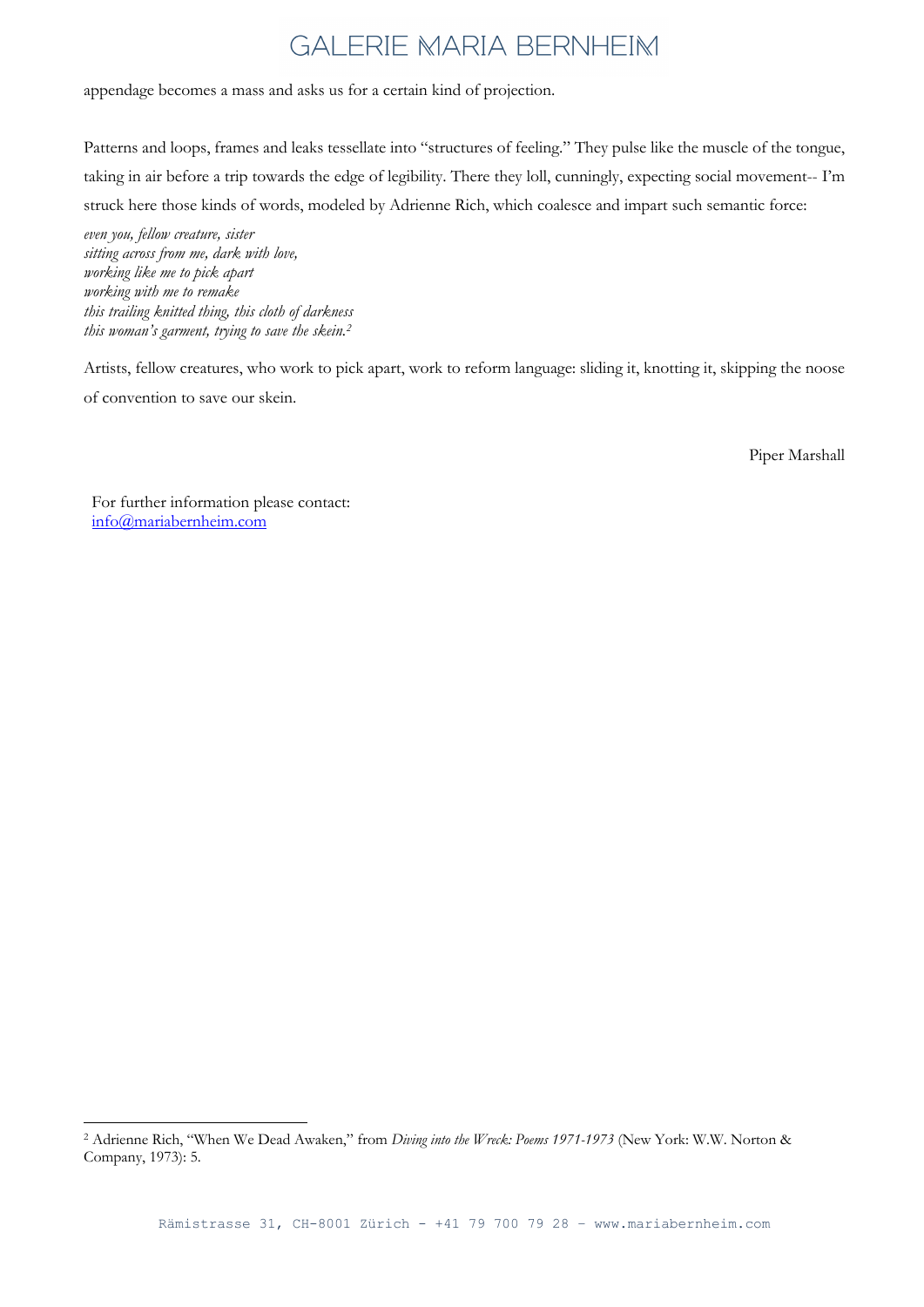appendage becomes a mass and asks us for a certain kind of projection.

Patterns and loops, frames and leaks tessellate into "structures of feeling." They pulse like the muscle of the tongue, taking in air before a trip towards the edge of legibility. There they loll, cunningly, expecting social movement-- I'm struck here those kinds of words, modeled by Adrienne Rich, which coalesce and impart such semantic force:

*even you, fellow creature, sister*
*sitting across from me, dark with love,*
*working like me to pick apart*
*working with me to remake*
*this trailing knitted thing, this cloth of darkness*
*this woman's garment, trying to save the skein.*[2]

Artists, fellow creatures, who work to pick apart, work to reform language: sliding it, knotting it, skipping the noose of convention to save our skein.

Piper Marshall

For further information please contact:
info@mariabernheim.com

[2] Adrienne Rich, "When We Dead Awaken," from *Diving into the Wreck: Poems 1971-1973* (New York: W.W. Norton & Company, 1973): 5.